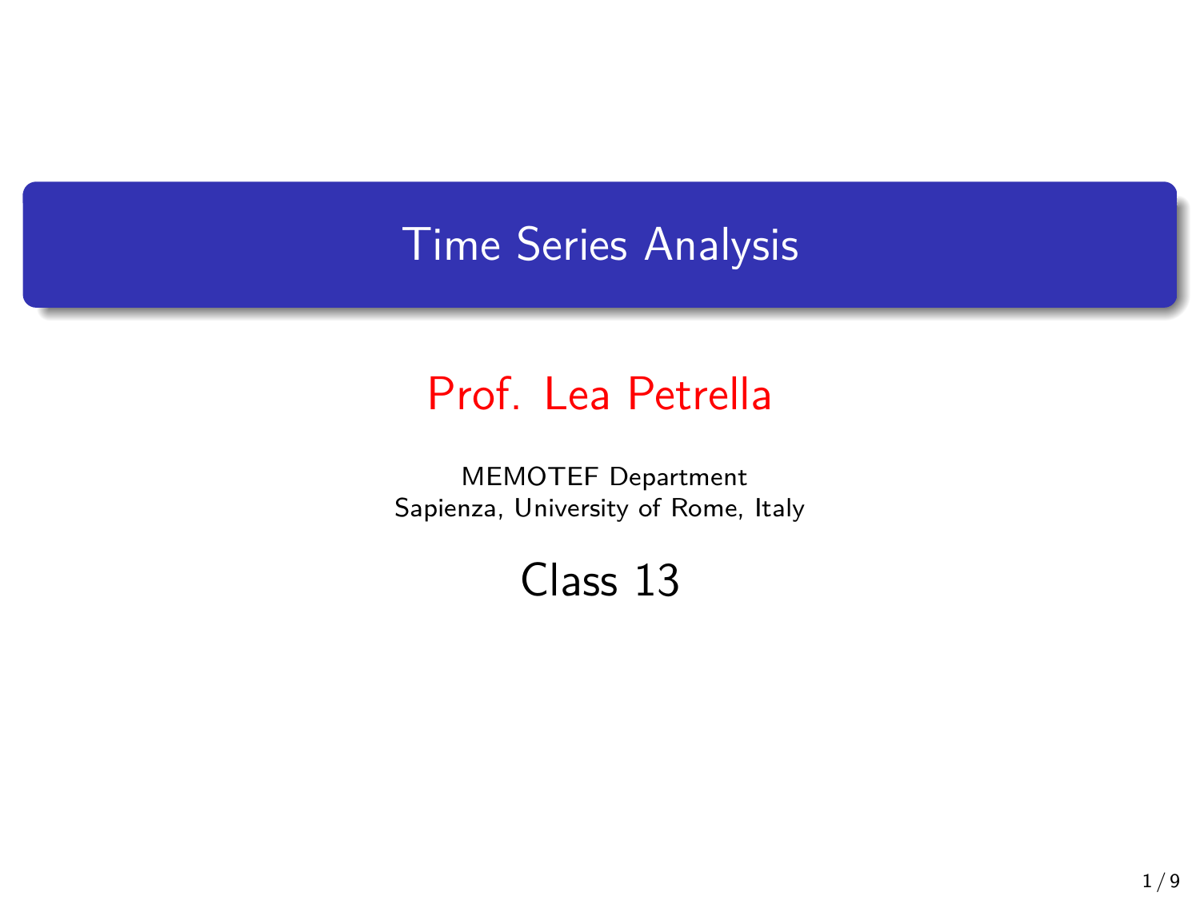# Time Series Analysis

## Prof. Lea Petrella

MEMOTEF Department
Sapienza, University of Rome, Italy

### Class 13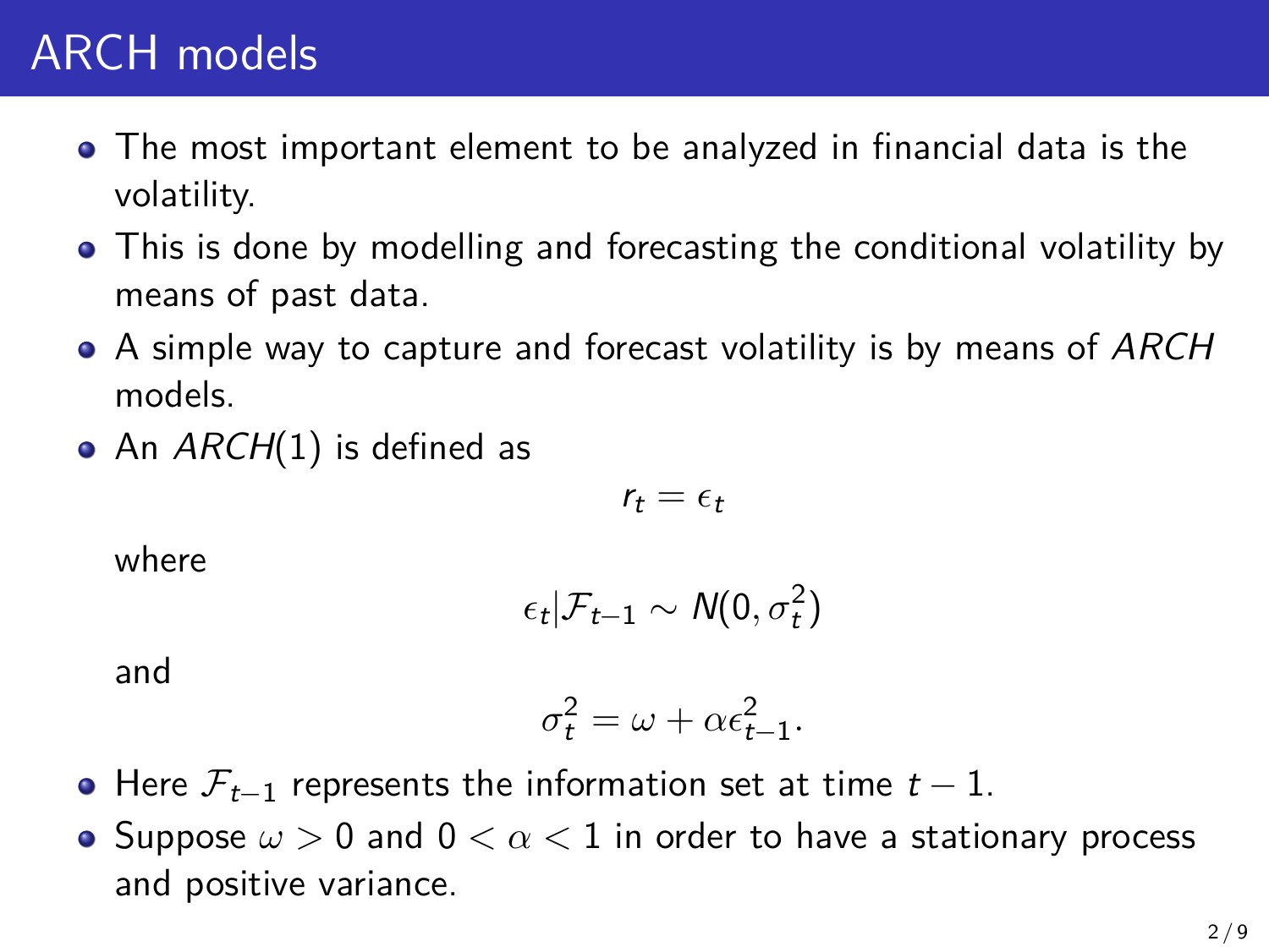# ARCH models

- The most important element to be analyzed in financial data is the volatility.
- This is done by modelling and forecasting the conditional volatility by means of past data.
- A simple way to capture and forecast volatility is by means of *ARCH* models.
- An $ARCH(1)$ is defined as

  $$r_t = \epsilon_t$$

  where

  $$\epsilon_t | \mathcal{F}_{t-1} \sim N(0, \sigma_t^2)$$

  and

  $$\sigma_t^2 = \omega + \alpha \epsilon_{t-1}^2.$$

- Here $\mathcal{F}_{t-1}$ represents the information set at time $t-1$.
- Suppose $\omega > 0$ and $0 < \alpha < 1$ in order to have a stationary process and positive variance.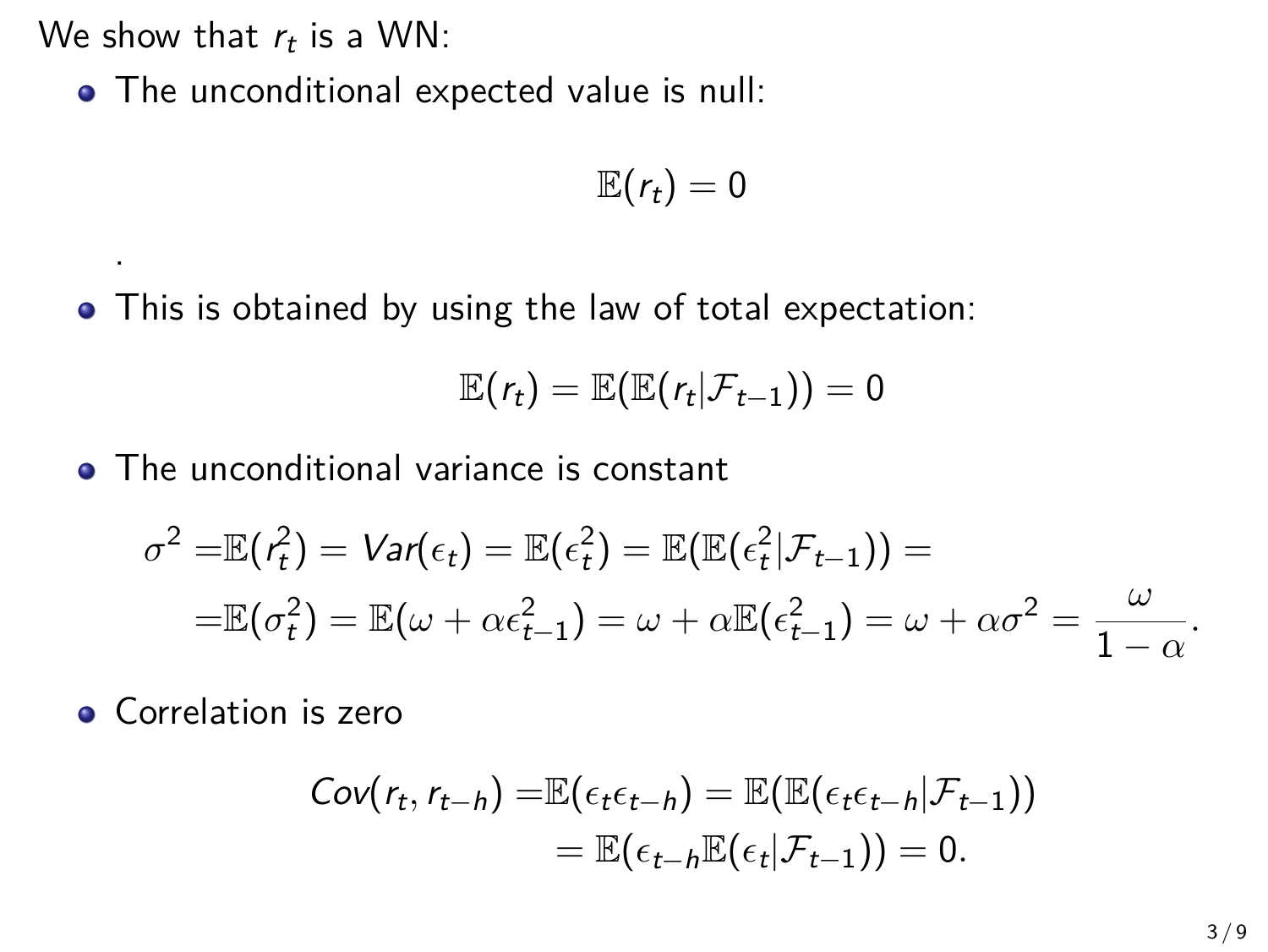We show that $r_t$ is a WN:

- The unconditional expected value is null:

$$\mathbb{E}(r_t) = 0$$

.

- This is obtained by using the law of total expectation:

$$\mathbb{E}(r_t) = \mathbb{E}(\mathbb{E}(r_t | \mathcal{F}_{t-1})) = 0$$

- The unconditional variance is constant

$$\begin{aligned}
\sigma^2 =& \mathbb{E}(r_t^2) = Var(\epsilon_t) = \mathbb{E}(\epsilon_t^2) = \mathbb{E}(\mathbb{E}(\epsilon_t^2 | \mathcal{F}_{t-1})) = \\
=& \mathbb{E}(\sigma_t^2) = \mathbb{E}(\omega + \alpha \epsilon_{t-1}^2) = \omega + \alpha \mathbb{E}(\epsilon_{t-1}^2) = \omega + \alpha \sigma^2 = \frac{\omega}{1 - \alpha}.
\end{aligned}$$

- Correlation is zero

$$\begin{aligned}
Cov(r_t, r_{t-h}) =& \mathbb{E}(\epsilon_t \epsilon_{t-h}) = \mathbb{E}(\mathbb{E}(\epsilon_t \epsilon_{t-h} | \mathcal{F}_{t-1})) \\
&= \mathbb{E}(\epsilon_{t-h} \mathbb{E}(\epsilon_t | \mathcal{F}_{t-1})) = 0.
\end{aligned}$$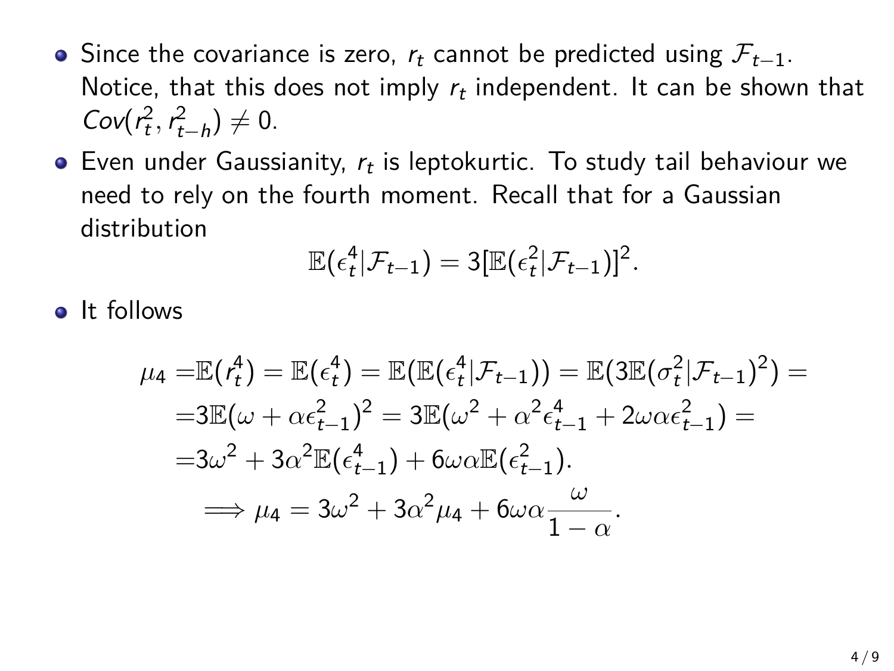- Since the covariance is zero, $r_t$ cannot be predicted using $\mathcal{F}_{t-1}$. Notice, that this does not imply $r_t$ independent. It can be shown that $Cov(r_t^2, r_{t-h}^2) \neq 0$.
- Even under Gaussianity, $r_t$ is leptokurtic. To study tail behaviour we need to rely on the fourth moment. Recall that for a Gaussian distribution

$$\mathbb{E}(\epsilon_t^4 | \mathcal{F}_{t-1}) = 3[\mathbb{E}(\epsilon_t^2 | \mathcal{F}_{t-1})]^2.$$

- It follows

$$\begin{aligned}
\mu_4 =& \mathbb{E}(r_t^4) = \mathbb{E}(\epsilon_t^4) = \mathbb{E}(\mathbb{E}(\epsilon_t^4 | \mathcal{F}_{t-1})) = \mathbb{E}(3\mathbb{E}(\sigma_t^2 | \mathcal{F}_{t-1})^2) = \\
=& 3\mathbb{E}(\omega + \alpha\epsilon_{t-1}^2)^2 = 3\mathbb{E}(\omega^2 + \alpha^2\epsilon_{t-1}^4 + 2\omega\alpha\epsilon_{t-1}^2) = \\
=& 3\omega^2 + 3\alpha^2\mathbb{E}(\epsilon_{t-1}^4) + 6\omega\alpha\mathbb{E}(\epsilon_{t-1}^2). \\
& \implies \mu_4 = 3\omega^2 + 3\alpha^2\mu_4 + 6\omega\alpha\frac{\omega}{1-\alpha}.
\end{aligned}$$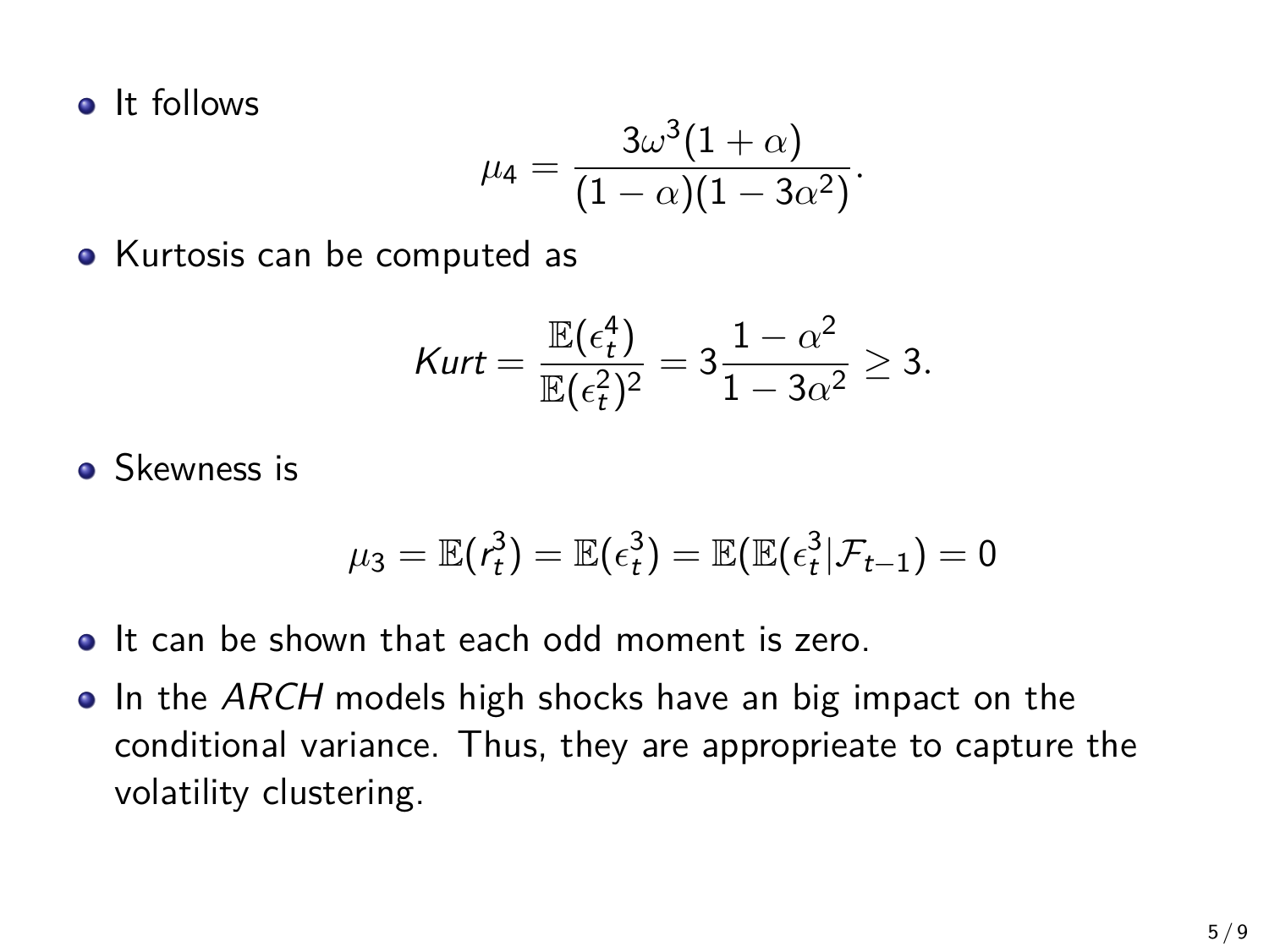- It follows

$$\mu_4 = \frac{3\omega^3(1+\alpha)}{(1-\alpha)(1-3\alpha^2)}.$$

- Kurtosis can be computed as

$$Kurt = \frac{\mathbb{E}(\epsilon_t^4)}{\mathbb{E}(\epsilon_t^2)^2} = 3\frac{1-\alpha^2}{1-3\alpha^2} \geq 3.$$

- Skewness is

$$\mu_3 = \mathbb{E}(r_t^3) = \mathbb{E}(\epsilon_t^3) = \mathbb{E}(\mathbb{E}(\epsilon_t^3|\mathcal{F}_{t-1}) = 0$$

- It can be shown that each odd moment is zero.
- In the *ARCH* models high shocks have an big impact on the conditional variance. Thus, they are approprieate to capture the volatility clustering.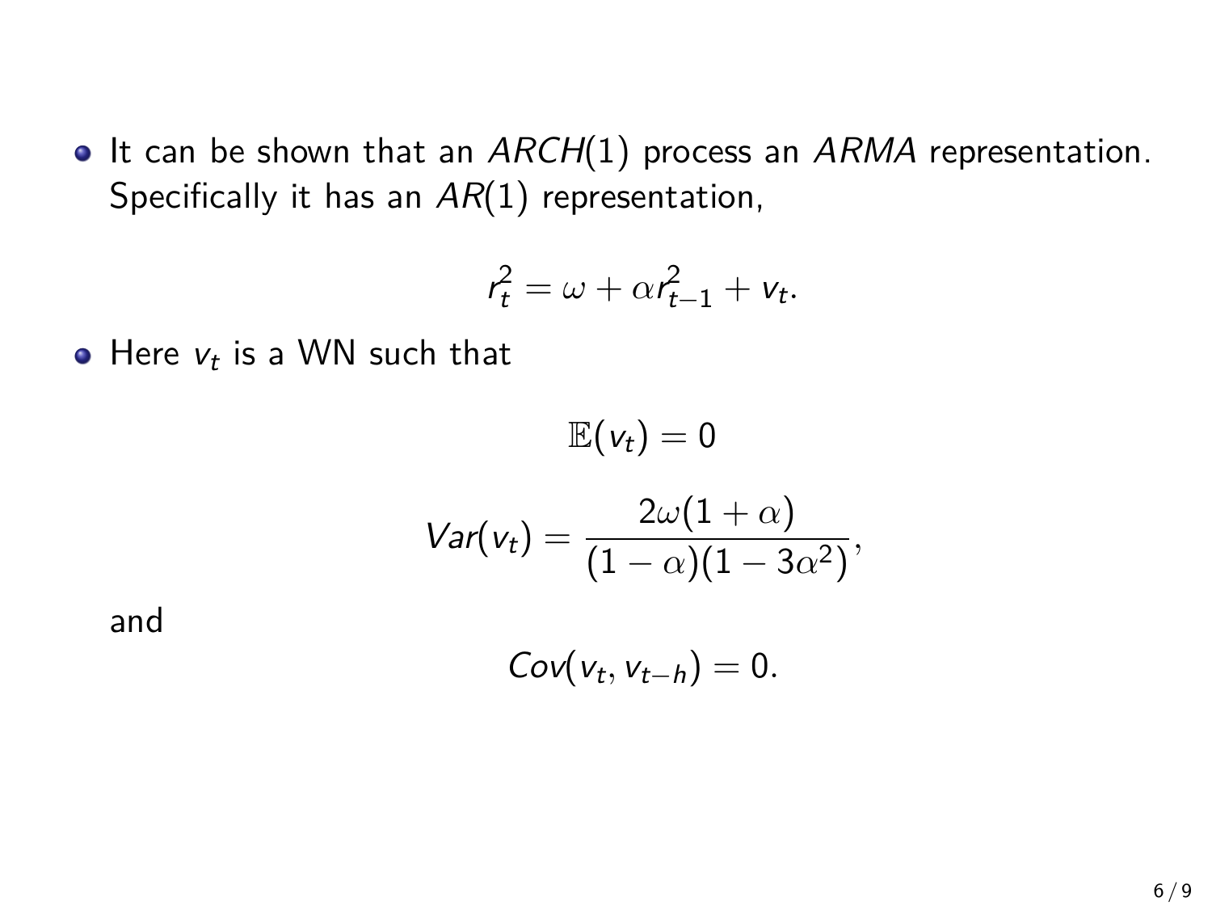- It can be shown that an $ARCH(1)$ process an $ARMA$ representation. Specifically it has an $AR(1)$ representation,

$$r_t^2 = \omega + \alpha r_{t-1}^2 + v_t.$$

- Here $v_t$ is a WN such that

$$\mathbb{E}(v_t) = 0$$

$$Var(v_t) = \frac{2\omega(1+\alpha)}{(1-\alpha)(1-3\alpha^2)},$$

and

$$Cov(v_t, v_{t-h}) = 0.$$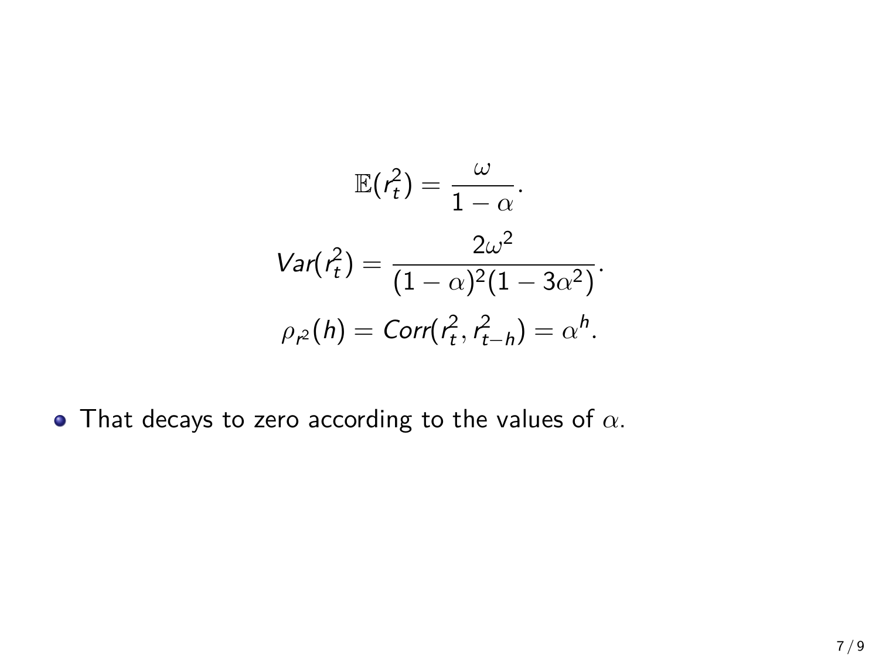$$\mathbb{E}(r_t^2) = \frac{\omega}{1-\alpha}.$$

$$Var(r_t^2) = \frac{2\omega^2}{(1-\alpha)^2(1-3\alpha^2)}.$$

$$\rho_{r^2}(h) = Corr(r_t^2, r_{t-h}^2) = \alpha^h.$$

- That decays to zero according to the values of $\alpha$.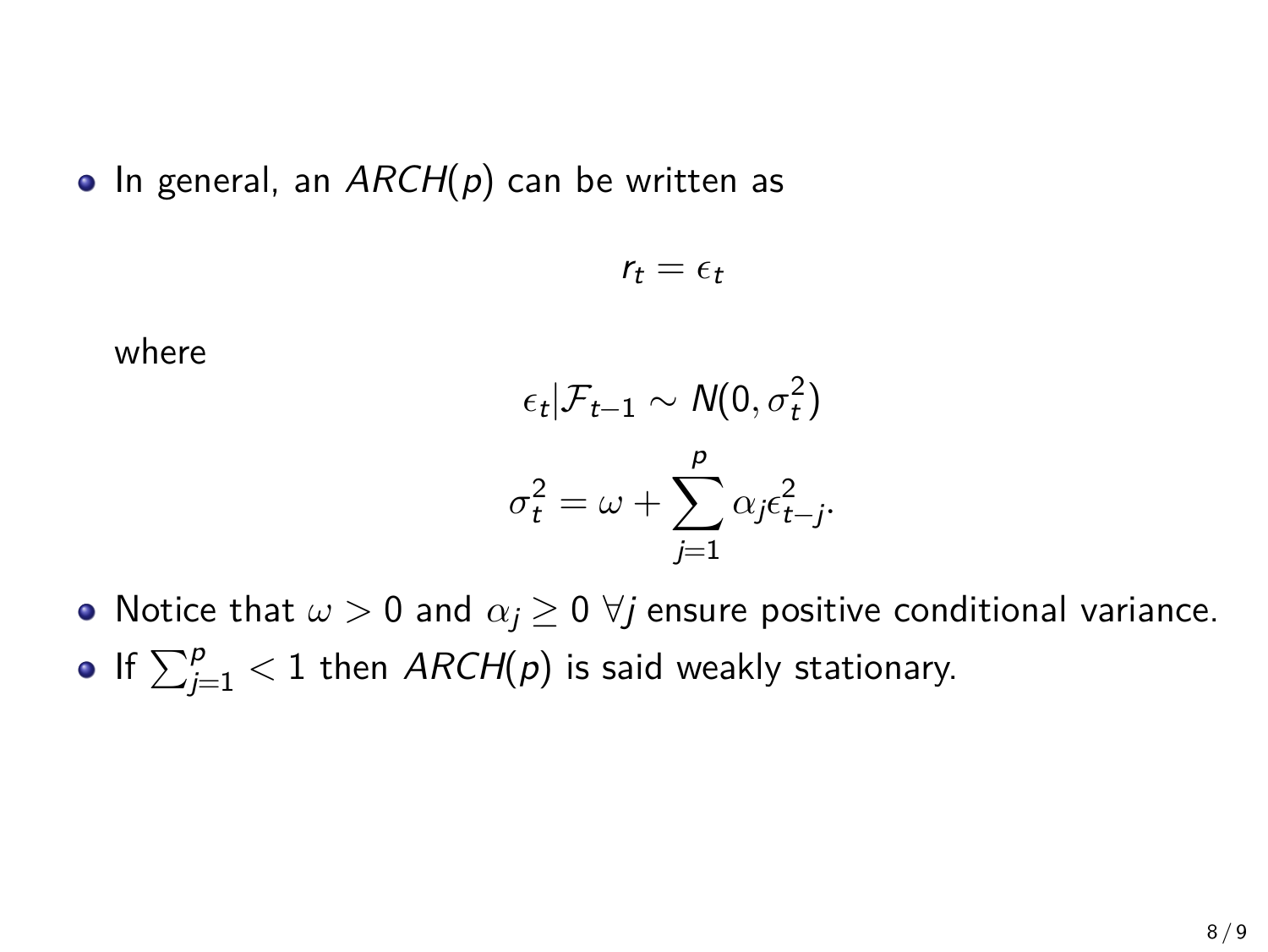- In general, an $ARCH(p)$ can be written as

$$r_t = \epsilon_t$$

where

$$\epsilon_t|\mathcal{F}_{t-1} \sim N(0, \sigma_t^2)$$

$$\sigma_t^2 = \omega + \sum_{j=1}^{p} \alpha_j \epsilon_{t-j}^2.$$

- Notice that $\omega > 0$ and $\alpha_j \geq 0 \ \forall j$ ensure positive conditional variance.
- If $\sum_{j=1}^{p} < 1$ then $ARCH(p)$ is said weakly stationary.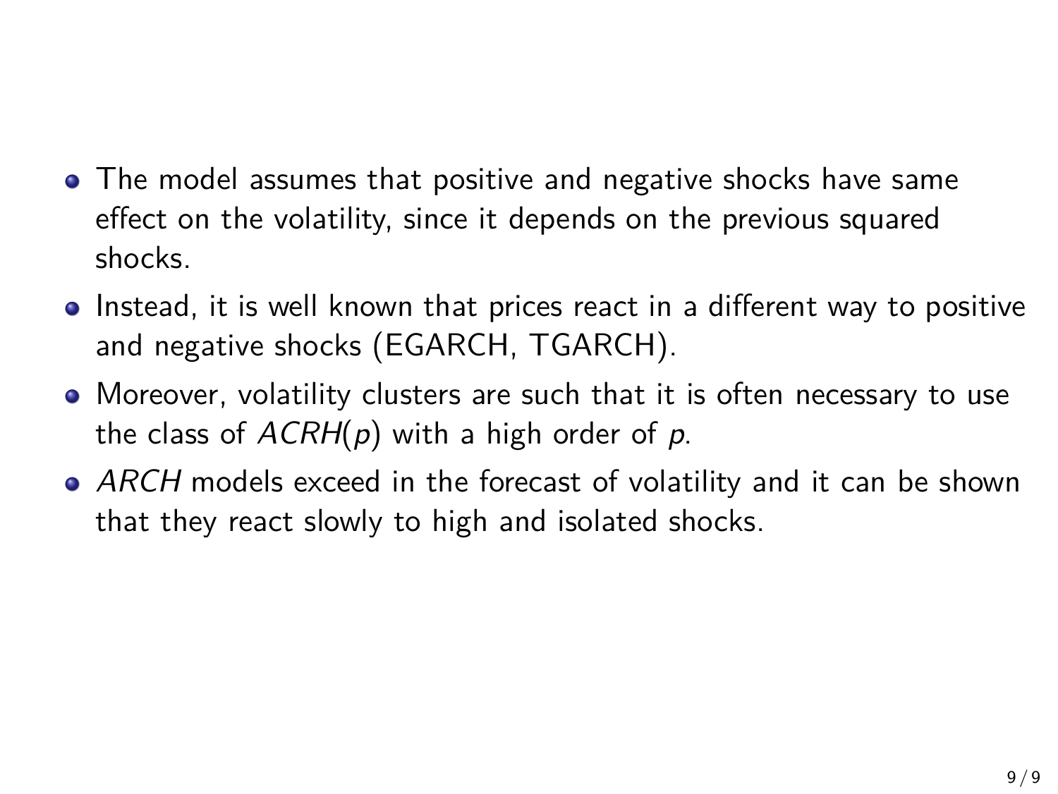- The model assumes that positive and negative shocks have same effect on the volatility, since it depends on the previous squared shocks.
- Instead, it is well known that prices react in a different way to positive and negative shocks (EGARCH, TGARCH).
- Moreover, volatility clusters are such that it is often necessary to use the class of $ACRH(p)$ with a high order of $p$.
- $ARCH$ models exceed in the forecast of volatility and it can be shown that they react slowly to high and isolated shocks.